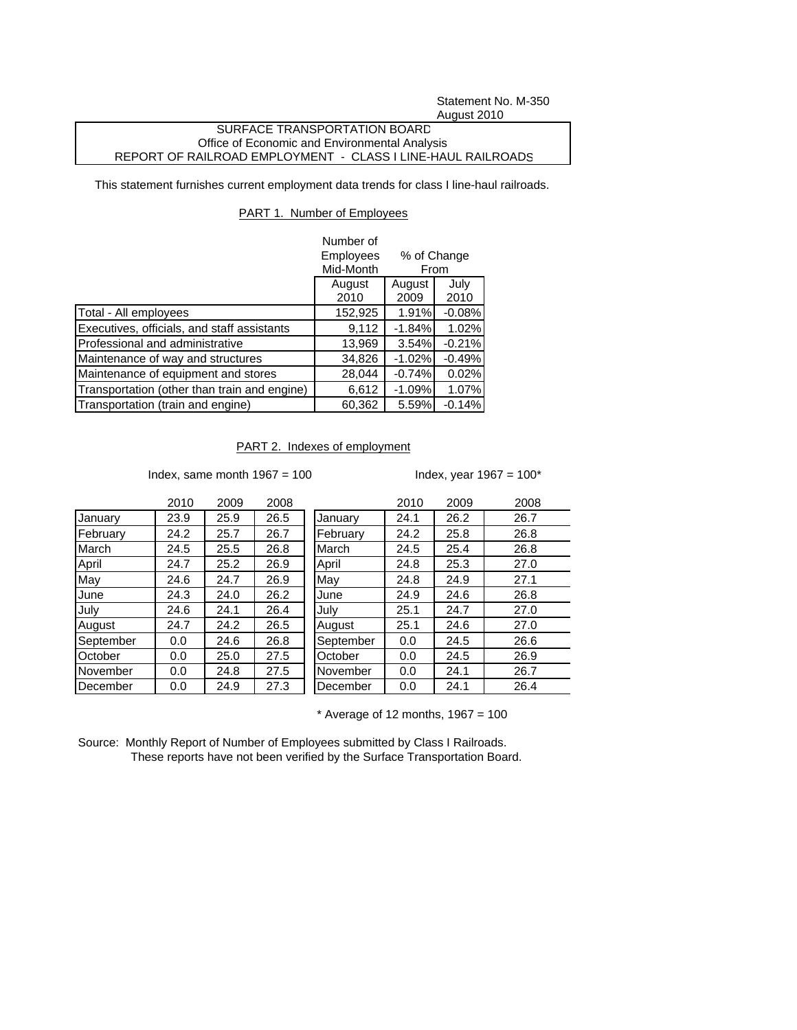Statement No. M-350
August 2010

SURFACE TRANSPORTATION BOARD
Office of Economic and Environmental Analysis
REPORT OF RAILROAD EMPLOYMENT - CLASS I LINE-HAUL RAILROADS

This statement furnishes current employment data trends for class I line-haul railroads.

## PART 1. Number of Employees

| | Number of Employees Mid-Month | % of Change From | |
|---|---|---|---|
| | August 2010 | August 2009 | July 2010 |
| Total - All employees | 152,925 | 1.91% | -0.08% |
| Executives, officials, and staff assistants | 9,112 | -1.84% | 1.02% |
| Professional and administrative | 13,969 | 3.54% | -0.21% |
| Maintenance of way and structures | 34,826 | -1.02% | -0.49% |
| Maintenance of equipment and stores | 28,044 | -0.74% | 0.02% |
| Transportation (other than train and engine) | 6,612 | -1.09% | 1.07% |
| Transportation (train and engine) | 60,362 | 5.59% | -0.14% |

## PART 2. Indexes of employment

Index, same month 1967 = 100

| | 2010 | 2009 | 2008 |
|---|---|---|---|
| January | 23.9 | 25.9 | 26.5 |
| February | 24.2 | 25.7 | 26.7 |
| March | 24.5 | 25.5 | 26.8 |
| April | 24.7 | 25.2 | 26.9 |
| May | 24.6 | 24.7 | 26.9 |
| June | 24.3 | 24.0 | 26.2 |
| July | 24.6 | 24.1 | 26.4 |
| August | 24.7 | 24.2 | 26.5 |
| September | 0.0 | 24.6 | 26.8 |
| October | 0.0 | 25.0 | 27.5 |
| November | 0.0 | 24.8 | 27.5 |
| December | 0.0 | 24.9 | 27.3 |

Index, year 1967 = 100*

| | 2010 | 2009 | 2008 |
|---|---|---|---|
| January | 24.1 | 26.2 | 26.7 |
| February | 24.2 | 25.8 | 26.8 |
| March | 24.5 | 25.4 | 26.8 |
| April | 24.8 | 25.3 | 27.0 |
| May | 24.8 | 24.9 | 27.1 |
| June | 24.9 | 24.6 | 26.8 |
| July | 25.1 | 24.7 | 27.0 |
| August | 25.1 | 24.6 | 27.0 |
| September | 0.0 | 24.5 | 26.6 |
| October | 0.0 | 24.5 | 26.9 |
| November | 0.0 | 24.1 | 26.7 |
| December | 0.0 | 24.1 | 26.4 |

* Average of 12 months, 1967 = 100

Source: Monthly Report of Number of Employees submitted by Class I Railroads.
These reports have not been verified by the Surface Transportation Board.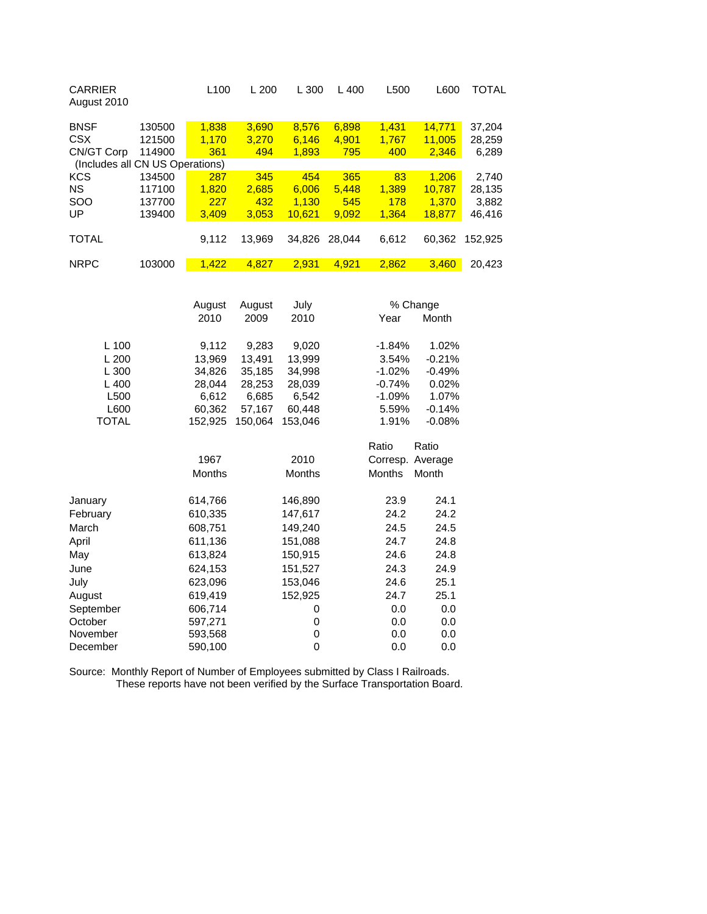| CARRIER August 2010 | | L100 | L 200 | L 300 | L 400 | L500 | L600 | TOTAL |
|---|---|---|---|---|---|---|---|---|
| BNSF | 130500 | 1,838 | 3,690 | 8,576 | 6,898 | 1,431 | 14,771 | 37,204 |
| CSX | 121500 | 1,170 | 3,270 | 6,146 | 4,901 | 1,767 | 11,005 | 28,259 |
| CN/GT Corp (Includes all CN US Operations) | 114900 | 361 | 494 | 1,893 | 795 | 400 | 2,346 | 6,289 |
| KCS | 134500 | 287 | 345 | 454 | 365 | 83 | 1,206 | 2,740 |
| NS | 117100 | 1,820 | 2,685 | 6,006 | 5,448 | 1,389 | 10,787 | 28,135 |
| SOO | 137700 | 227 | 432 | 1,130 | 545 | 178 | 1,370 | 3,882 |
| UP | 139400 | 3,409 | 3,053 | 10,621 | 9,092 | 1,364 | 18,877 | 46,416 |
| TOTAL | | 9,112 | 13,969 | 34,826 | 28,044 | 6,612 | 60,362 | 152,925 |
| NRPC | 103000 | 1,422 | 4,827 | 2,931 | 4,921 | 2,862 | 3,460 | 20,423 |

| | August 2010 | August 2009 | July 2010 | % Change Year | % Change Month |
|---|---|---|---|---|---|
| L 100 | 9,112 | 9,283 | 9,020 | -1.84% | 1.02% |
| L 200 | 13,969 | 13,491 | 13,999 | 3.54% | -0.21% |
| L 300 | 34,826 | 35,185 | 34,998 | -1.02% | -0.49% |
| L 400 | 28,044 | 28,253 | 28,039 | -0.74% | 0.02% |
| L500 | 6,612 | 6,685 | 6,542 | -1.09% | 1.07% |
| L600 | 60,362 | 57,167 | 60,448 | 5.59% | -0.14% |
| TOTAL | 152,925 | 150,064 | 153,046 | 1.91% | -0.08% |

| | 1967 Months | 2010 Months | Ratio Corresp. Months | Ratio Average Month |
|---|---|---|---|---|
| January | 614,766 | 146,890 | 23.9 | 24.1 |
| February | 610,335 | 147,617 | 24.2 | 24.2 |
| March | 608,751 | 149,240 | 24.5 | 24.5 |
| April | 611,136 | 151,088 | 24.7 | 24.8 |
| May | 613,824 | 150,915 | 24.6 | 24.8 |
| June | 624,153 | 151,527 | 24.3 | 24.9 |
| July | 623,096 | 153,046 | 24.6 | 25.1 |
| August | 619,419 | 152,925 | 24.7 | 25.1 |
| September | 606,714 | 0 | 0.0 | 0.0 |
| October | 597,271 | 0 | 0.0 | 0.0 |
| November | 593,568 | 0 | 0.0 | 0.0 |
| December | 590,100 | 0 | 0.0 | 0.0 |

Source: Monthly Report of Number of Employees submitted by Class I Railroads.
These reports have not been verified by the Surface Transportation Board.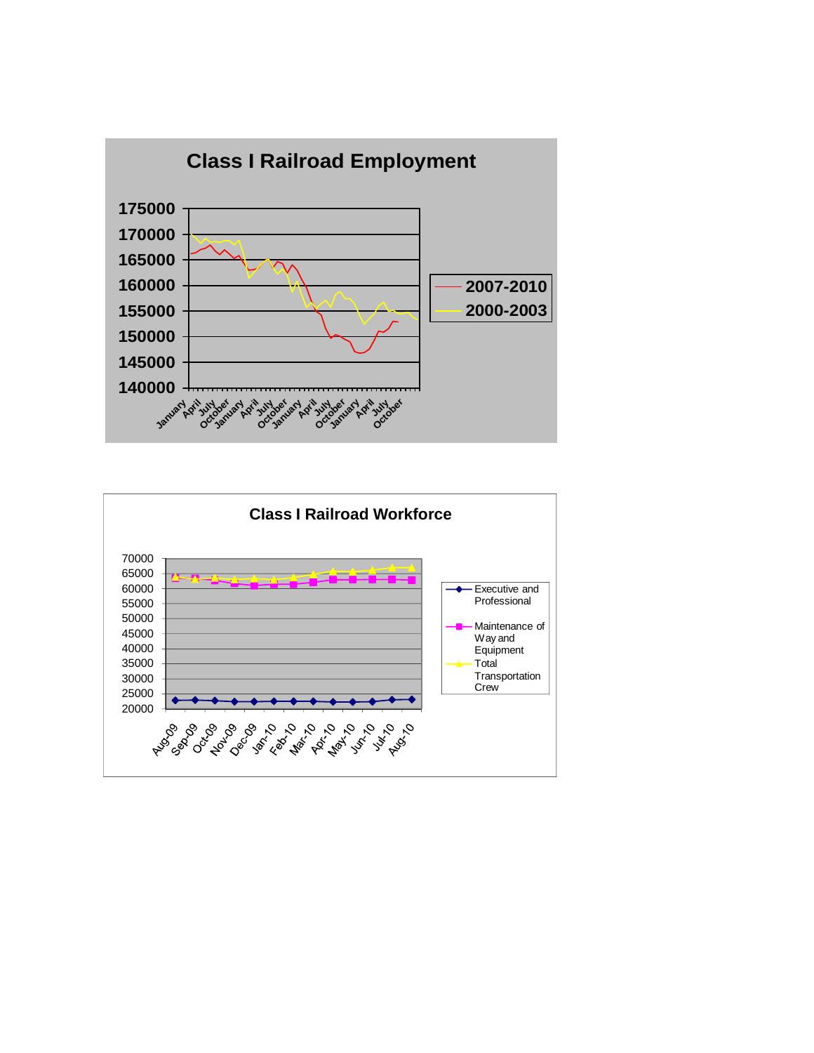## Class I Railroad Employment

175000
170000
165000
160000
155000
150000
145000
140000

January
April
July
October
January
April
July
October
January
April
July
October
January
April
July
October

2007-2010
2000-2003

## Class I Railroad Workforce

70000
65000
60000
55000
50000
45000
40000
35000
30000
25000
20000

Aug-09
Sep-09
Oct-09
Nov-09
Dec-09
Jan-10
Feb-10
Mar-10
Apr-10
May-10
Jun-10
Jul-10
Aug-10

Executive and Professional
Maintenance of Way and Equipment
Total Transportation Crew